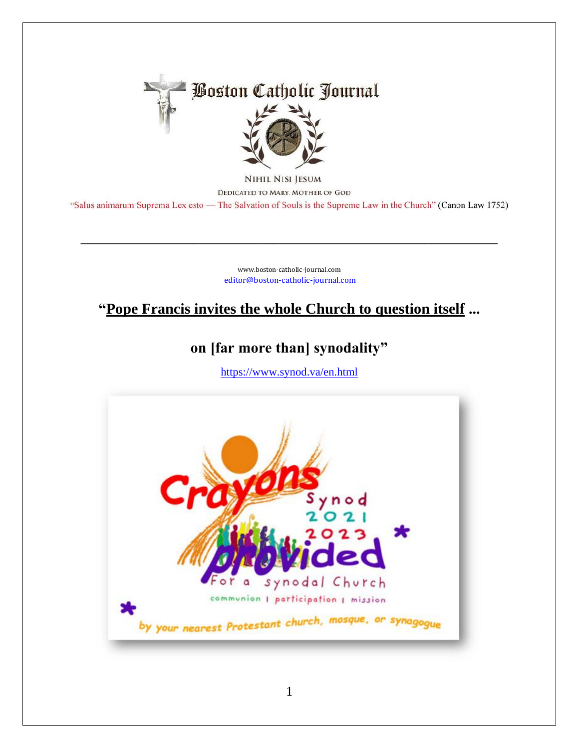Boston Catholic Journal

NIHIL NISI JESUM

DEDICATED TO MARY, MOTHER OF GOD

"Salus animarum Suprema Lex esto — The Salvation of Souls is the Supreme Law in the Church" (Canon Law 1752)

---

www.boston-catholic-journal.com
editor@boston-catholic-journal.com

## "Pope Francis invites the whole Church to question itself ...

## on [far more than] synodality"

https://www.synod.va/en.html

Crayons provided*

Synod 2021 2023

For a synodal Church

communion | participation | mission

* by your nearest Protestant church, mosque, or synagogue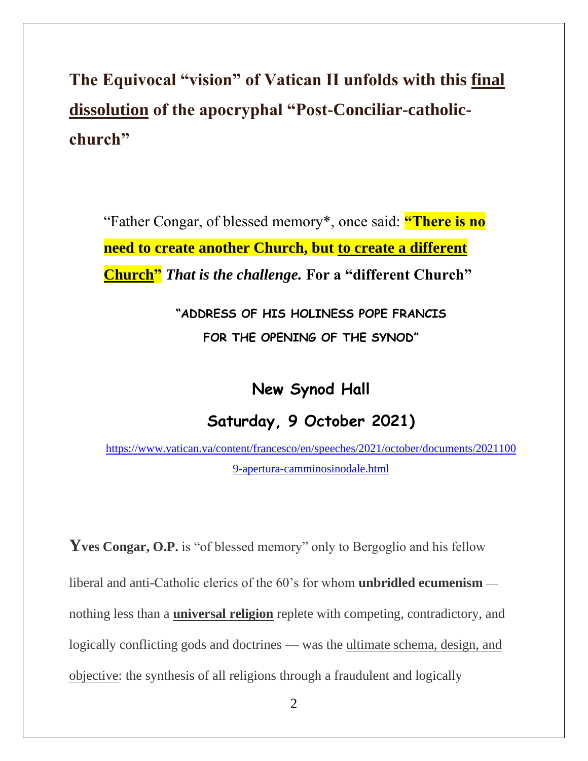## The Equivocal "vision" of Vatican II unfolds with this final dissolution of the apocryphal "Post-Conciliar-catholic-church"

"Father Congar, of blessed memory*, once said: **"There is no need to create another Church, but to create a different Church"** ***That is the challenge.*** **For a "different Church"**

**"ADDRESS OF HIS HOLINESS POPE FRANCIS FOR THE OPENING OF THE SYNOD"**

**New Synod Hall**

**Saturday, 9 October 2021)**

https://www.vatican.va/content/francesco/en/speeches/2021/october/documents/20211009-apertura-camminosinodale.html

**Yves Congar, O.P.** is "of blessed memory" only to Bergoglio and his fellow liberal and anti-Catholic clerics of the 60's for whom **unbridled ecumenism** — nothing less than a **universal religion** replete with competing, contradictory, and logically conflicting gods and doctrines — was the ultimate schema, design, and objective: the synthesis of all religions through a fraudulent and logically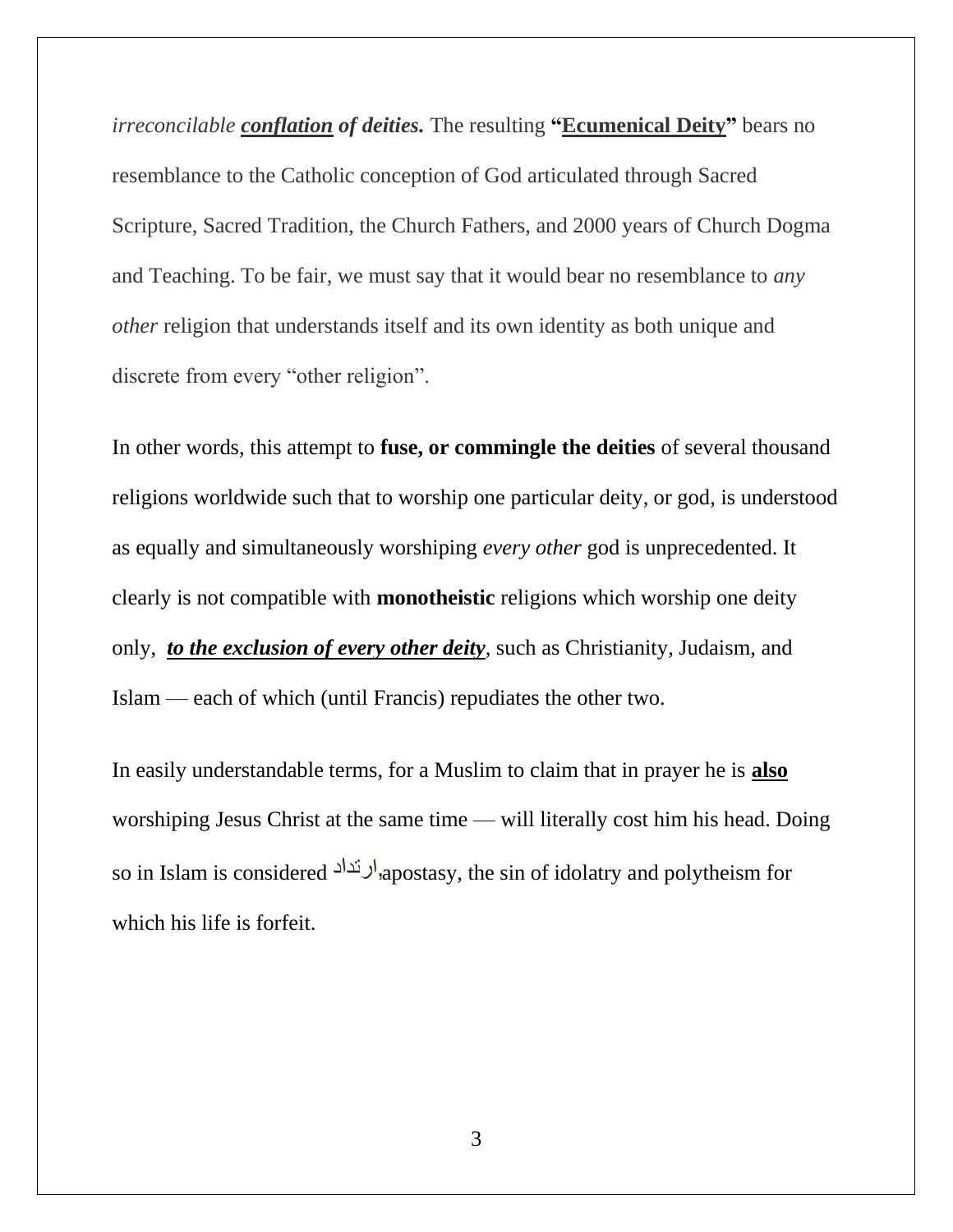*irreconcilable **<u>conflation</u> of deities.*** The resulting **"<u>Ecumenical Deity</u>"** bears no resemblance to the Catholic conception of God articulated through Sacred Scripture, Sacred Tradition, the Church Fathers, and 2000 years of Church Dogma and Teaching. To be fair, we must say that it would bear no resemblance to *any other* religion that understands itself and its own identity as both unique and discrete from every "other religion".

In other words, this attempt to **fuse, or commingle the deities** of several thousand religions worldwide such that to worship one particular deity, or god, is understood as equally and simultaneously worshiping *every other* god is unprecedented. It clearly is not compatible with **monotheistic** religions which worship one deity only, ***<u>to the exclusion of every other deity</u>***, such as Christianity, Judaism, and Islam — each of which (until Francis) repudiates the other two.

In easily understandable terms, for a Muslim to claim that in prayer he is **<u>also</u>** worshiping Jesus Christ at the same time — will literally cost him his head. Doing so in Islam is considered ارتداد, apostasy, the sin of idolatry and polytheism for which his life is forfeit.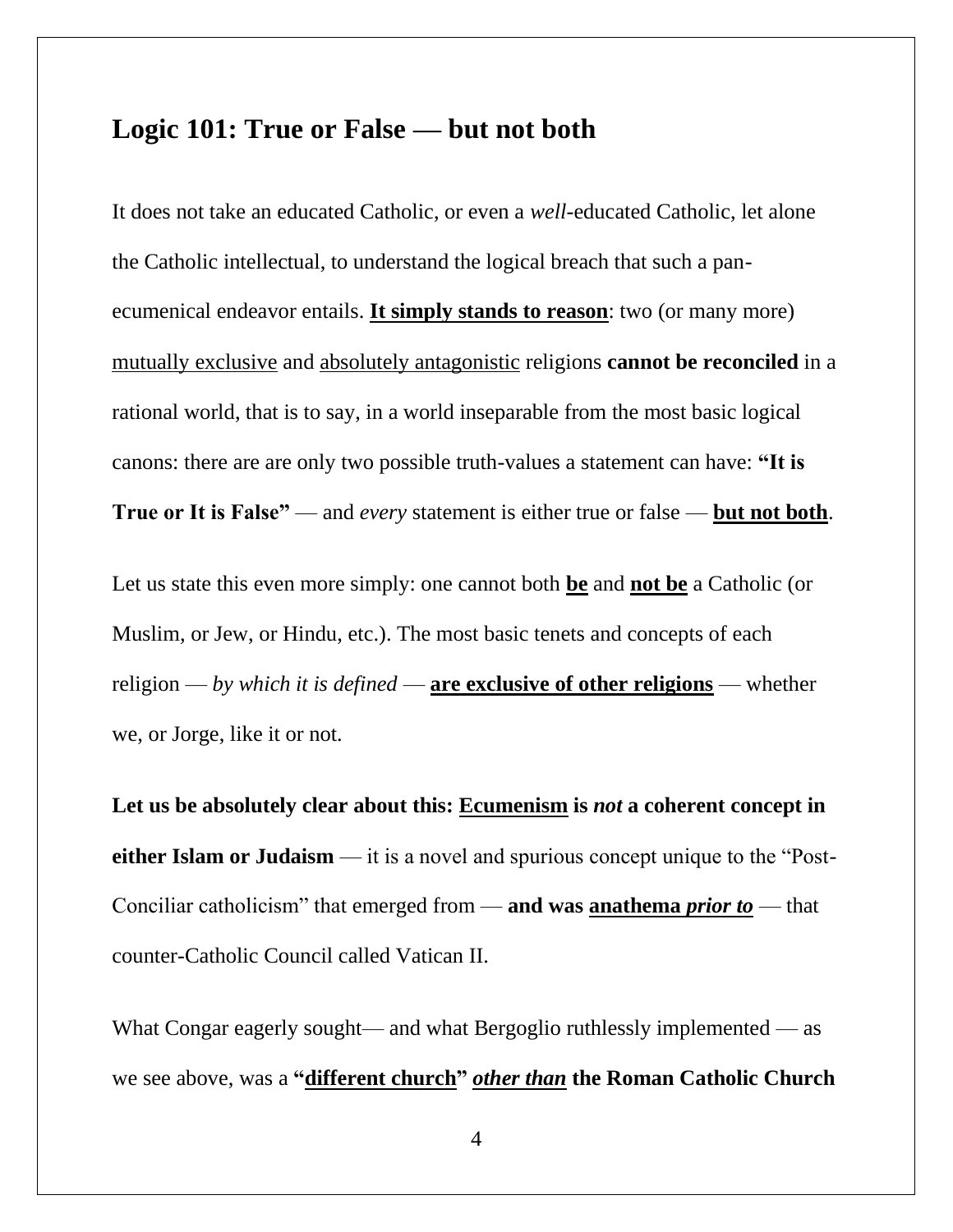## Logic 101: True or False — but not both

It does not take an educated Catholic, or even a *well*-educated Catholic, let alone the Catholic intellectual, to understand the logical breach that such a pan-ecumenical endeavor entails. <u>**It simply stands to reason**</u>: two (or many more) <u>mutually exclusive</u> and <u>absolutely antagonistic</u> religions **cannot be reconciled** in a rational world, that is to say, in a world inseparable from the most basic logical canons: there are are only two possible truth-values a statement can have: **"It is True or It is False"** — and *every* statement is either true or false — <u>**but not both**</u>.

Let us state this even more simply: one cannot both <u>**be**</u> and <u>**not be**</u> a Catholic (or Muslim, or Jew, or Hindu, etc.). The most basic tenets and concepts of each religion — *by which it is defined* — <u>**are exclusive of other religions**</u> — whether we, or Jorge, like it or not.

**Let us be absolutely clear about this: <u>Ecumenism</u> is *not* a coherent concept in either Islam or Judaism** — it is a novel and spurious concept unique to the "Post-Conciliar catholicism" that emerged from — **and was <u>anathema *prior to*</u>** — that counter-Catholic Council called Vatican II.

What Congar eagerly sought— and what Bergoglio ruthlessly implemented — as we see above, was a **"<u>different church</u>" <u>*other than*</u> the Roman Catholic Church**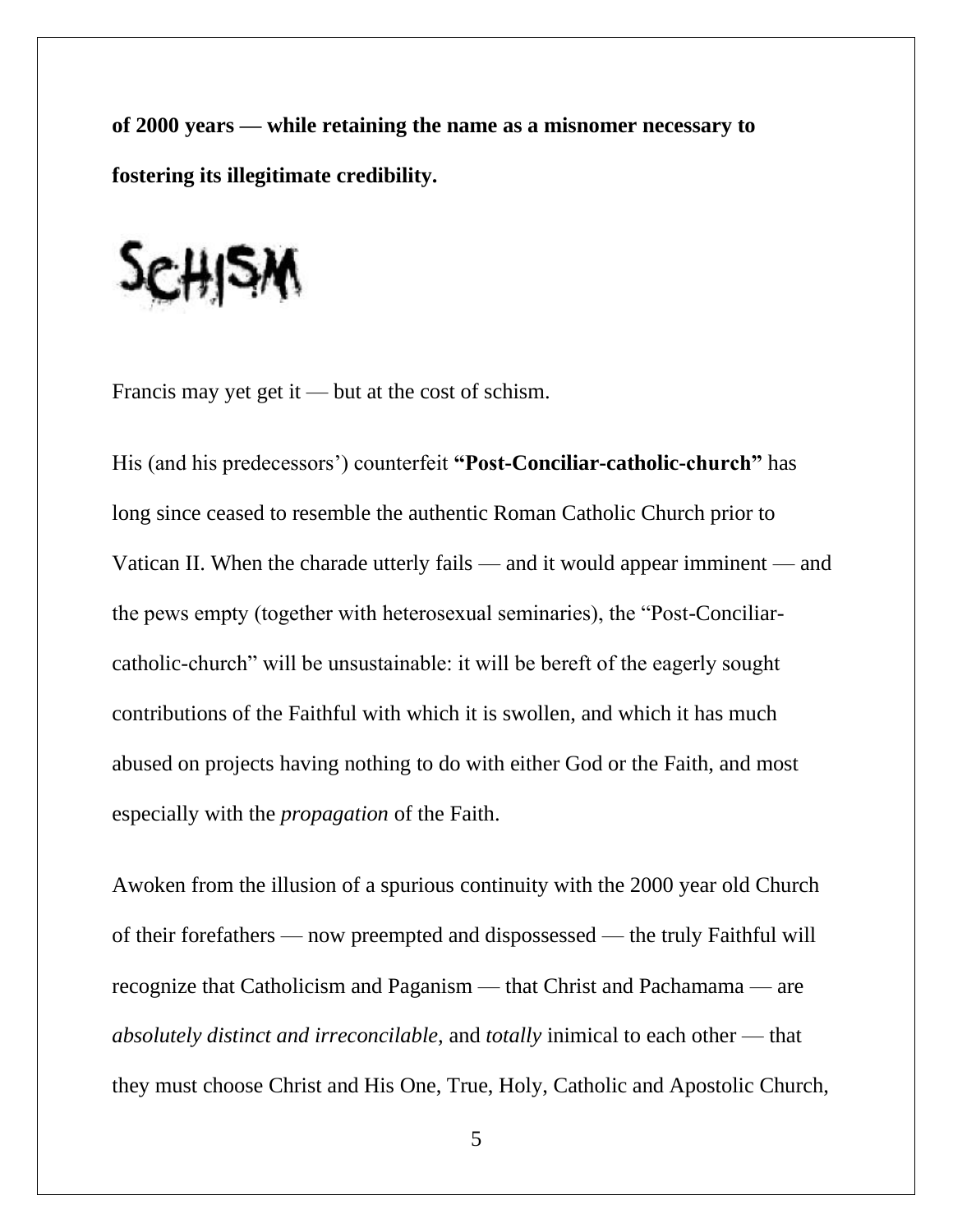**of 2000 years — while retaining the name as a misnomer necessary to fostering its illegitimate credibility.**

# SCHISM

Francis may yet get it — but at the cost of schism.

His (and his predecessors') counterfeit **"Post-Conciliar-catholic-church"** has long since ceased to resemble the authentic Roman Catholic Church prior to Vatican II. When the charade utterly fails — and it would appear imminent — and the pews empty (together with heterosexual seminaries), the "Post-Conciliar-catholic-church" will be unsustainable: it will be bereft of the eagerly sought contributions of the Faithful with which it is swollen, and which it has much abused on projects having nothing to do with either God or the Faith, and most especially with the *propagation* of the Faith.

Awoken from the illusion of a spurious continuity with the 2000 year old Church of their forefathers — now preempted and dispossessed — the truly Faithful will recognize that Catholicism and Paganism — that Christ and Pachamama — are *absolutely distinct and irreconcilable*, and *totally* inimical to each other — that they must choose Christ and His One, True, Holy, Catholic and Apostolic Church,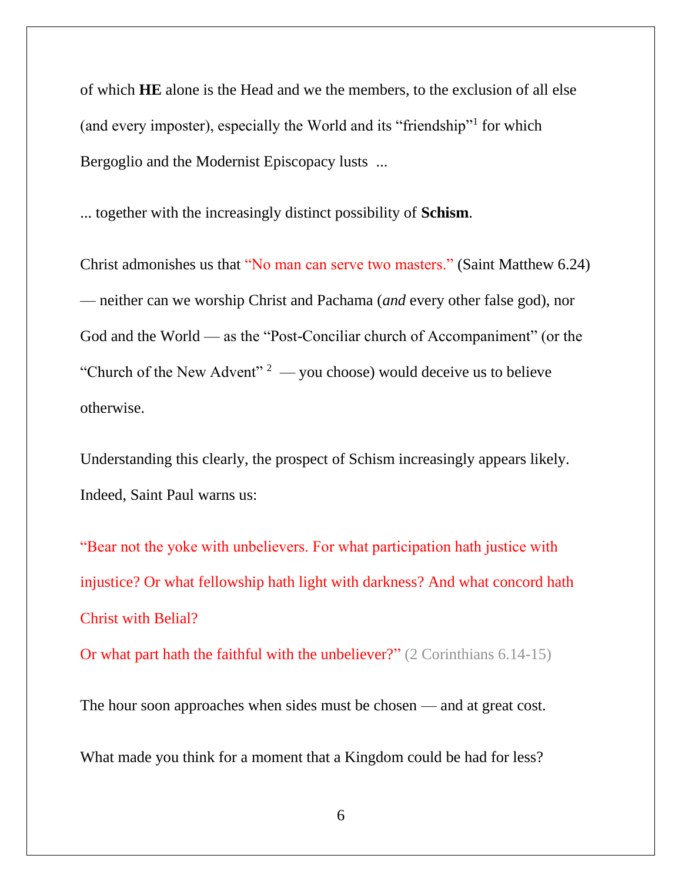of which **HE** alone is the Head and we the members, to the exclusion of all else (and every imposter), especially the World and its "friendship"[1] for which Bergoglio and the Modernist Episcopacy lusts ...

... together with the increasingly distinct possibility of **Schism**.

Christ admonishes us that "No man can serve two masters." (Saint Matthew 6.24) — neither can we worship Christ and Pachama (*and* every other false god), nor God and the World — as the "Post-Conciliar church of Accompaniment" (or the "Church of the New Advent" [2] — you choose) would deceive us to believe otherwise.

Understanding this clearly, the prospect of Schism increasingly appears likely. Indeed, Saint Paul warns us:

"Bear not the yoke with unbelievers. For what participation hath justice with injustice? Or what fellowship hath light with darkness? And what concord hath Christ with Belial?

Or what part hath the faithful with the unbeliever?" (2 Corinthians 6.14-15)

The hour soon approaches when sides must be chosen — and at great cost.

What made you think for a moment that a Kingdom could be had for less?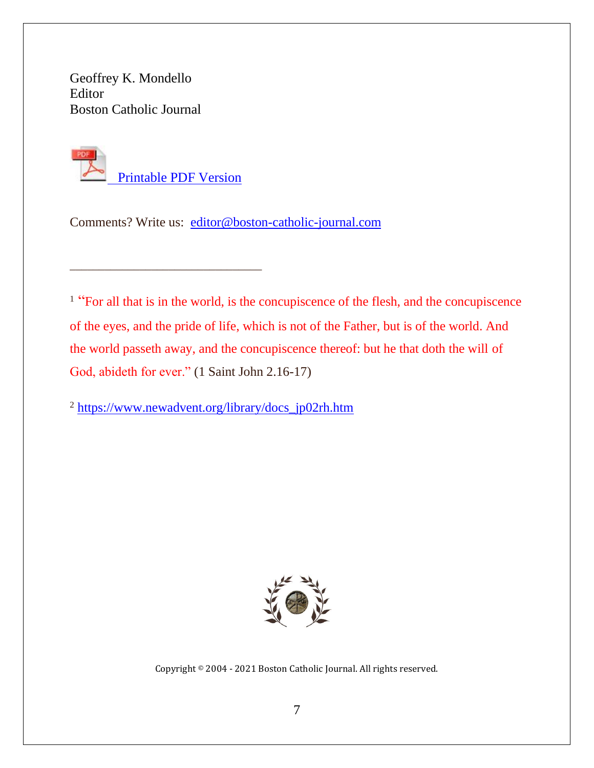Geoffrey K. Mondello
Editor
Boston Catholic Journal

Printable PDF Version

Comments? Write us: editor@boston-catholic-journal.com

______________________________

[1] "For all that is in the world, is the concupiscence of the flesh, and the concupiscence of the eyes, and the pride of life, which is not of the Father, but is of the world. And the world passeth away, and the concupiscence thereof: but he that doth the will of God, abideth for ever." (1 Saint John 2.16-17)

[2] https://www.newadvent.org/library/docs_jp02rh.htm

Copyright © 2004 - 2021 Boston Catholic Journal. All rights reserved.